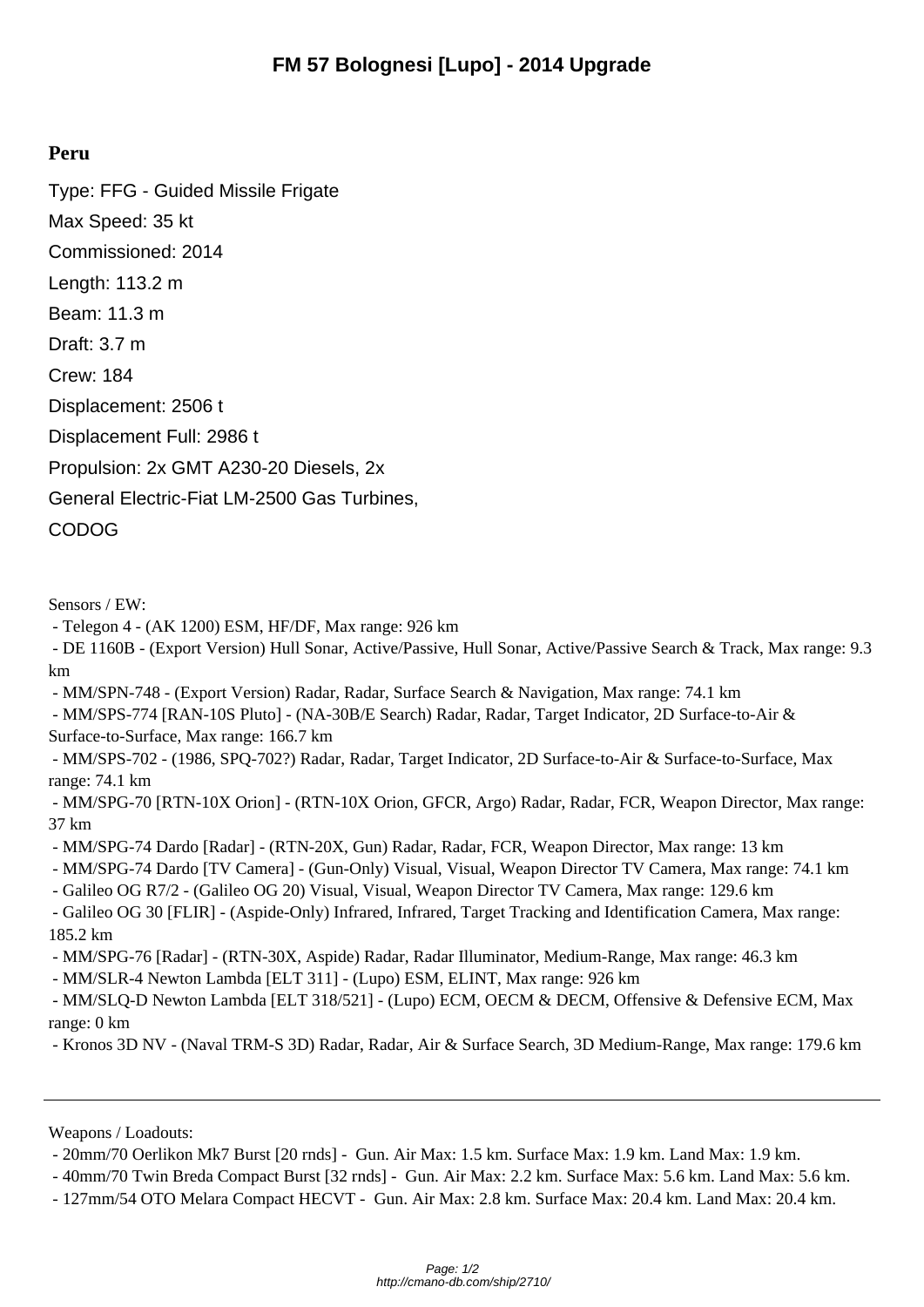# FM 57 Bolognesi [Lupo] - 2014 Upgrade

## Peru

Type: FFG - Guided Missile Frigate

Max Speed: 35 kt

Commissioned: 2014

Length: 113.2 m

Beam: 11.3 m

Draft: 3.7 m

Crew: 184

Displacement: 2506 t

Displacement Full: 2986 t

Propulsion: 2x GMT A230-20 Diesels, 2x General Electric-Fiat LM-2500 Gas Turbines, CODOG

Sensors / EW:

- Telegon 4 - (AK 1200) ESM, HF/DF, Max range: 926 km
- DE 1160B - (Export Version) Hull Sonar, Active/Passive, Hull Sonar, Active/Passive Search & Track, Max range: 9.3 km
- MM/SPN-748 - (Export Version) Radar, Radar, Surface Search & Navigation, Max range: 74.1 km
- MM/SPS-774 [RAN-10S Pluto] - (NA-30B/E Search) Radar, Radar, Target Indicator, 2D Surface-to-Air & Surface-to-Surface, Max range: 166.7 km
- MM/SPS-702 - (1986, SPQ-702?) Radar, Radar, Target Indicator, 2D Surface-to-Air & Surface-to-Surface, Max range: 74.1 km
- MM/SPG-70 [RTN-10X Orion] - (RTN-10X Orion, GFCR, Argo) Radar, Radar, FCR, Weapon Director, Max range: 37 km
- MM/SPG-74 Dardo [Radar] - (RTN-20X, Gun) Radar, Radar, FCR, Weapon Director, Max range: 13 km
- MM/SPG-74 Dardo [TV Camera] - (Gun-Only) Visual, Visual, Weapon Director TV Camera, Max range: 74.1 km
- Galileo OG R7/2 - (Galileo OG 20) Visual, Visual, Weapon Director TV Camera, Max range: 129.6 km
- Galileo OG 30 [FLIR] - (Aspide-Only) Infrared, Infrared, Target Tracking and Identification Camera, Max range: 185.2 km
- MM/SPG-76 [Radar] - (RTN-30X, Aspide) Radar, Radar Illuminator, Medium-Range, Max range: 46.3 km
- MM/SLR-4 Newton Lambda [ELT 311] - (Lupo) ESM, ELINT, Max range: 926 km
- MM/SLQ-D Newton Lambda [ELT 318/521] - (Lupo) ECM, OECM & DECM, Offensive & Defensive ECM, Max range: 0 km
- Kronos 3D NV - (Naval TRM-S 3D) Radar, Radar, Air & Surface Search, 3D Medium-Range, Max range: 179.6 km

---

Weapons / Loadouts:

- 20mm/70 Oerlikon Mk7 Burst [20 rnds] - Gun. Air Max: 1.5 km. Surface Max: 1.9 km. Land Max: 1.9 km.
- 40mm/70 Twin Breda Compact Burst [32 rnds] - Gun. Air Max: 2.2 km. Surface Max: 5.6 km. Land Max: 5.6 km.
- 127mm/54 OTO Melara Compact HECVT - Gun. Air Max: 2.8 km. Surface Max: 20.4 km. Land Max: 20.4 km.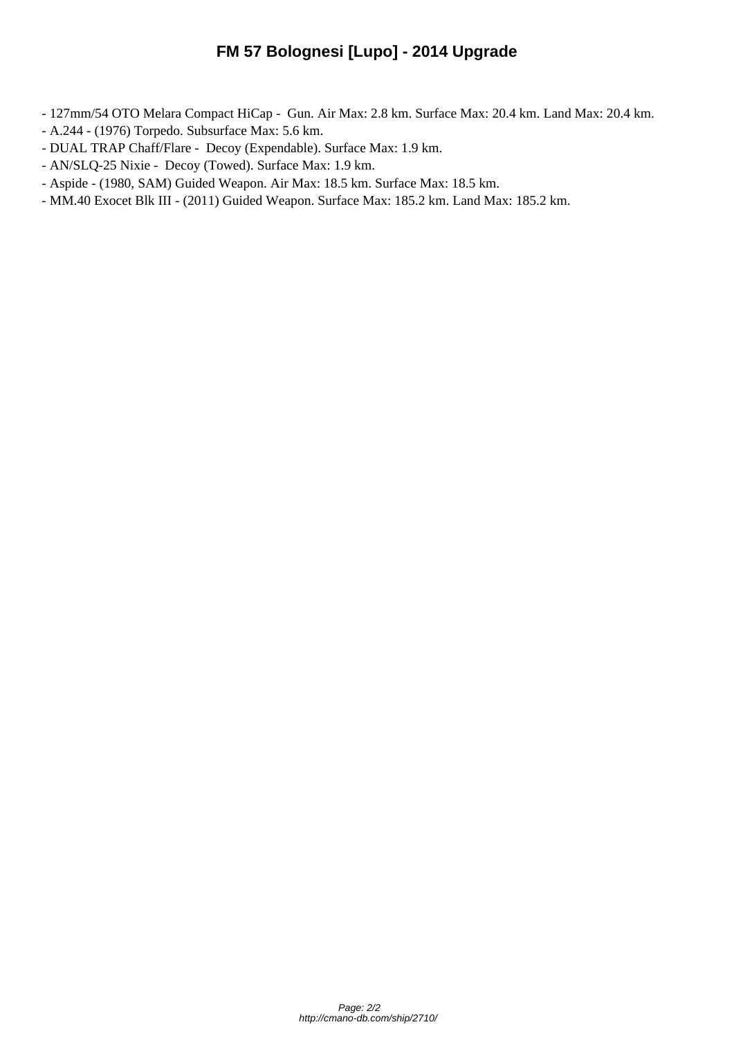# FM 57 Bolognesi [Lupo] - 2014 Upgrade

- 127mm/54 OTO Melara Compact HiCap - Gun. Air Max: 2.8 km. Surface Max: 20.4 km. Land Max: 20.4 km.
- A.244 - (1976) Torpedo. Subsurface Max: 5.6 km.
- DUAL TRAP Chaff/Flare - Decoy (Expendable). Surface Max: 1.9 km.
- AN/SLQ-25 Nixie - Decoy (Towed). Surface Max: 1.9 km.
- Aspide - (1980, SAM) Guided Weapon. Air Max: 18.5 km. Surface Max: 18.5 km.
- MM.40 Exocet Blk III - (2011) Guided Weapon. Surface Max: 185.2 km. Land Max: 185.2 km.